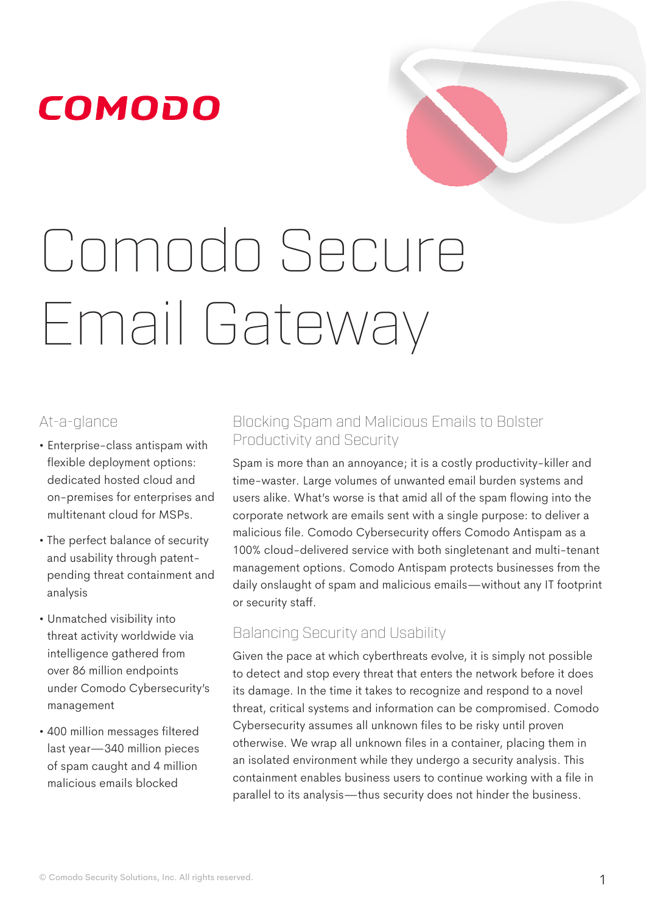COMODO

# Comodo Secure Email Gateway

## At-a-glance

- Enterprise-class antispam with flexible deployment options: dedicated hosted cloud and on-premises for enterprises and multitenant cloud for MSPs.
- The perfect balance of security and usability through patent-pending threat containment and analysis
- Unmatched visibility into threat activity worldwide via intelligence gathered from over 86 million endpoints under Comodo Cybersecurity's management
- 400 million messages filtered last year—340 million pieces of spam caught and 4 million malicious emails blocked

## Blocking Spam and Malicious Emails to Bolster Productivity and Security

Spam is more than an annoyance; it is a costly productivity-killer and time-waster. Large volumes of unwanted email burden systems and users alike. What's worse is that amid all of the spam flowing into the corporate network are emails sent with a single purpose: to deliver a malicious file. Comodo Cybersecurity offers Comodo Antispam as a 100% cloud-delivered service with both singletenant and multi-tenant management options. Comodo Antispam protects businesses from the daily onslaught of spam and malicious emails—without any IT footprint or security staff.

## Balancing Security and Usability

Given the pace at which cyberthreats evolve, it is simply not possible to detect and stop every threat that enters the network before it does its damage. In the time it takes to recognize and respond to a novel threat, critical systems and information can be compromised. Comodo Cybersecurity assumes all unknown files to be risky until proven otherwise. We wrap all unknown files in a container, placing them in an isolated environment while they undergo a security analysis. This containment enables business users to continue working with a file in parallel to its analysis—thus security does not hinder the business.

© Comodo Security Solutions, Inc. All rights reserved.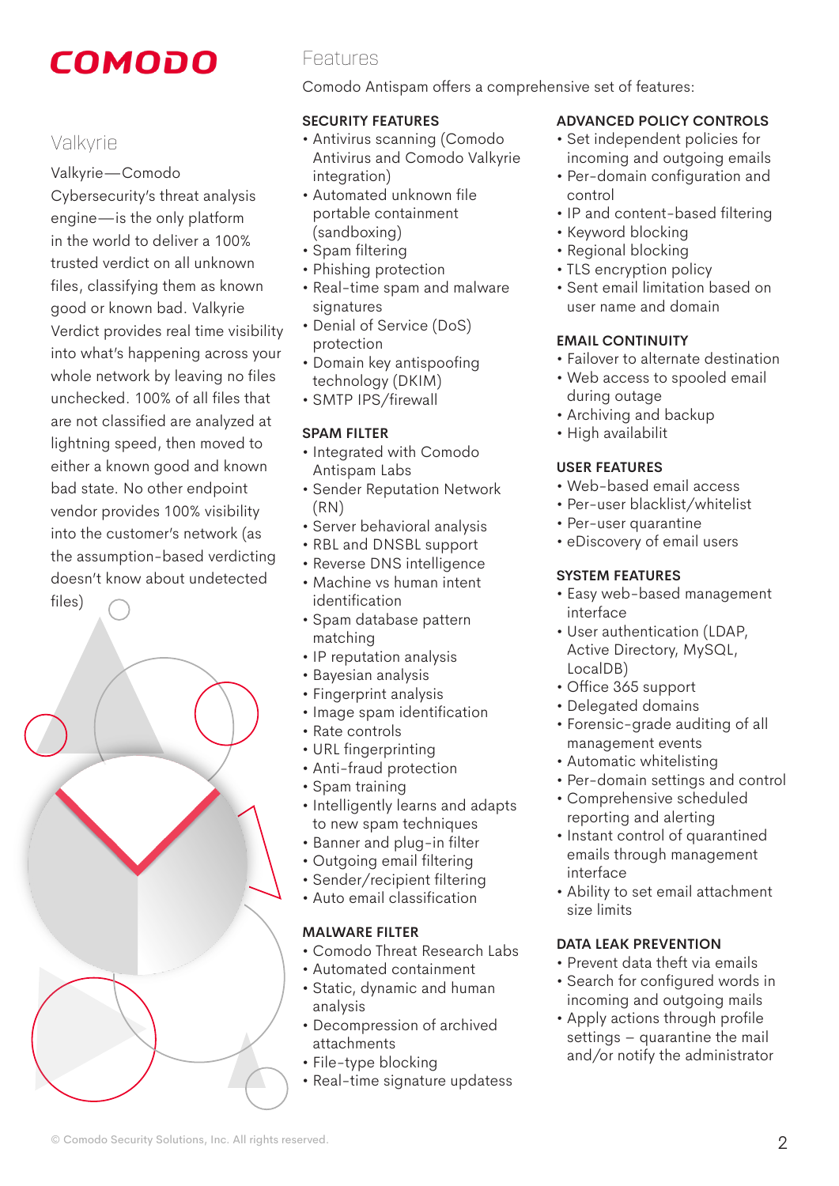COMODO

## Valkyrie

Valkyrie—Comodo Cybersecurity's threat analysis engine—is the only platform in the world to deliver a 100% trusted verdict on all unknown files, classifying them as known good or known bad. Valkyrie Verdict provides real time visibility into what's happening across your whole network by leaving no files unchecked. 100% of all files that are not classified are analyzed at lightning speed, then moved to either a known good and known bad state. No other endpoint vendor provides 100% visibility into the customer's network (as the assumption-based verdicting doesn't know about undetected files)

## Features

Comodo Antispam offers a comprehensive set of features:

### SECURITY FEATURES

- Antivirus scanning (Comodo Antivirus and Comodo Valkyrie integration)
- Automated unknown file portable containment (sandboxing)
- Spam filtering
- Phishing protection
- Real-time spam and malware signatures
- Denial of Service (DoS) protection
- Domain key antispoofing technology (DKIM)
- SMTP IPS/firewall

### SPAM FILTER

- Integrated with Comodo Antispam Labs
- Sender Reputation Network (RN)
- Server behavioral analysis
- RBL and DNSBL support
- Reverse DNS intelligence
- Machine vs human intent identification
- Spam database pattern matching
- IP reputation analysis
- Bayesian analysis
- Fingerprint analysis
- Image spam identification
- Rate controls
- URL fingerprinting
- Anti-fraud protection
- Spam training
- Intelligently learns and adapts to new spam techniques
- Banner and plug-in filter
- Outgoing email filtering
- Sender/recipient filtering
- Auto email classification

### MALWARE FILTER

- Comodo Threat Research Labs
- Automated containment
- Static, dynamic and human analysis
- Decompression of archived attachments
- File-type blocking
- Real-time signature updatess

### ADVANCED POLICY CONTROLS

- Set independent policies for incoming and outgoing emails
- Per-domain configuration and control
- IP and content-based filtering
- Keyword blocking
- Regional blocking
- TLS encryption policy
- Sent email limitation based on user name and domain

### EMAIL CONTINUITY

- Failover to alternate destination
- Web access to spooled email during outage
- Archiving and backup
- High availabilit

### USER FEATURES

- Web-based email access
- Per-user blacklist/whitelist
- Per-user quarantine
- eDiscovery of email users

### SYSTEM FEATURES

- Easy web-based management interface
- User authentication (LDAP, Active Directory, MySQL, LocalDB)
- Office 365 support
- Delegated domains
- Forensic-grade auditing of all management events
- Automatic whitelisting
- Per-domain settings and control
- Comprehensive scheduled reporting and alerting
- Instant control of quarantined emails through management interface
- Ability to set email attachment size limits

### DATA LEAK PREVENTION

- Prevent data theft via emails
- Search for configured words in incoming and outgoing mails
- Apply actions through profile settings – quarantine the mail and/or notify the administrator

© Comodo Security Solutions, Inc. All rights reserved.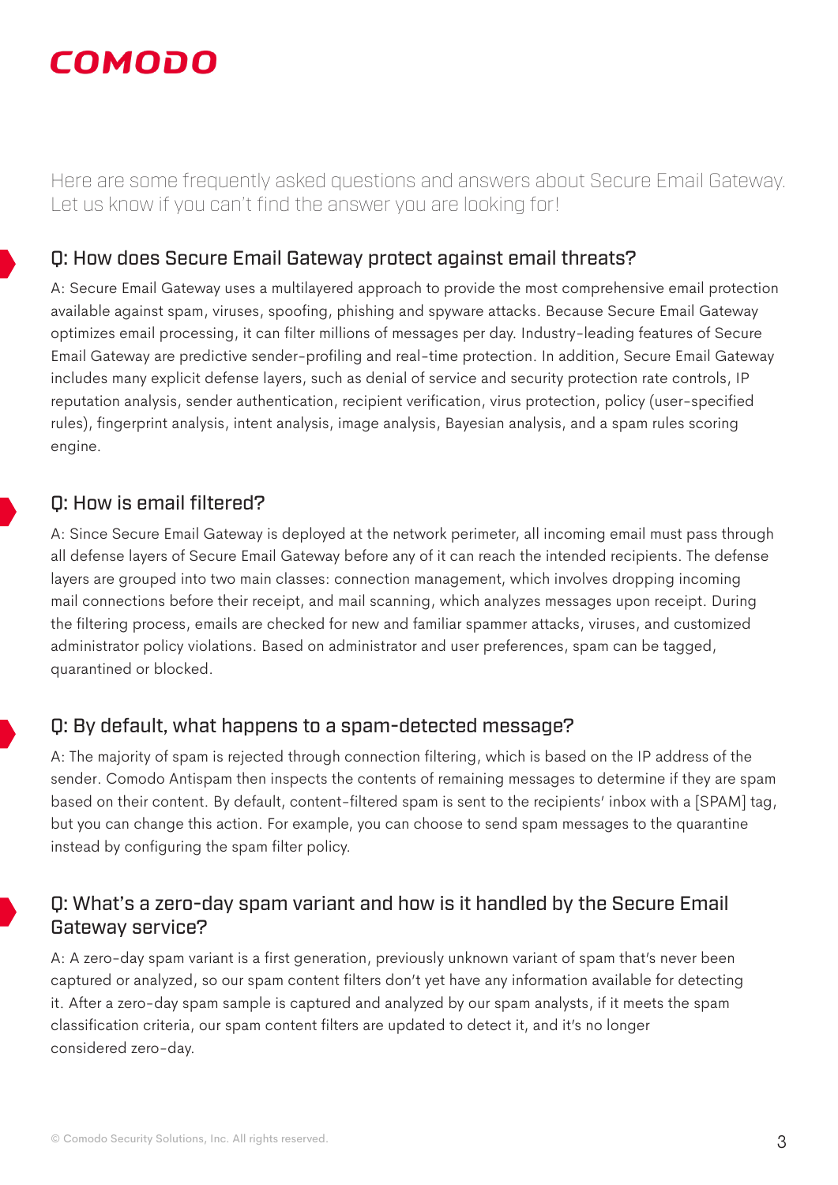Here are some frequently asked questions and answers about Secure Email Gateway. Let us know if you can't find the answer you are looking for!

## Q: How does Secure Email Gateway protect against email threats?

A: Secure Email Gateway uses a multilayered approach to provide the most comprehensive email protection available against spam, viruses, spoofing, phishing and spyware attacks. Because Secure Email Gateway optimizes email processing, it can filter millions of messages per day. Industry-leading features of Secure Email Gateway are predictive sender-profiling and real-time protection. In addition, Secure Email Gateway includes many explicit defense layers, such as denial of service and security protection rate controls, IP reputation analysis, sender authentication, recipient verification, virus protection, policy (user-specified rules), fingerprint analysis, intent analysis, image analysis, Bayesian analysis, and a spam rules scoring engine.

## Q: How is email filtered?

A: Since Secure Email Gateway is deployed at the network perimeter, all incoming email must pass through all defense layers of Secure Email Gateway before any of it can reach the intended recipients. The defense layers are grouped into two main classes: connection management, which involves dropping incoming mail connections before their receipt, and mail scanning, which analyzes messages upon receipt. During the filtering process, emails are checked for new and familiar spammer attacks, viruses, and customized administrator policy violations. Based on administrator and user preferences, spam can be tagged, quarantined or blocked.

## Q: By default, what happens to a spam-detected message?

A: The majority of spam is rejected through connection filtering, which is based on the IP address of the sender. Comodo Antispam then inspects the contents of remaining messages to determine if they are spam based on their content. By default, content-filtered spam is sent to the recipients' inbox with a [SPAM] tag, but you can change this action. For example, you can choose to send spam messages to the quarantine instead by configuring the spam filter policy.

## Q: What's a zero-day spam variant and how is it handled by the Secure Email Gateway service?

A: A zero-day spam variant is a first generation, previously unknown variant of spam that's never been captured or analyzed, so our spam content filters don't yet have any information available for detecting it. After a zero-day spam sample is captured and analyzed by our spam analysts, if it meets the spam classification criteria, our spam content filters are updated to detect it, and it's no longer considered zero-day.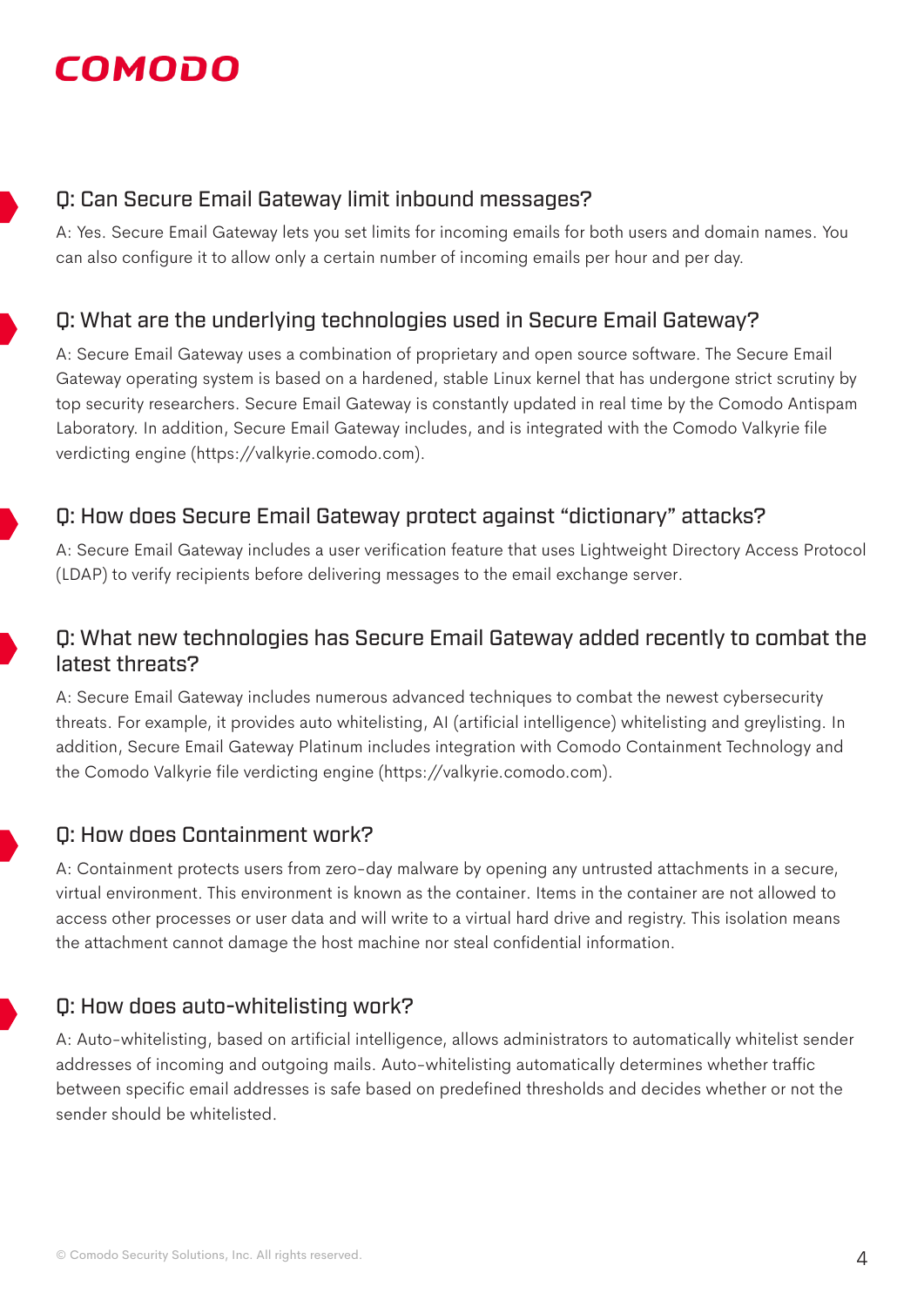### Q: Can Secure Email Gateway limit inbound messages?

A: Yes. Secure Email Gateway lets you set limits for incoming emails for both users and domain names. You can also configure it to allow only a certain number of incoming emails per hour and per day.

### Q: What are the underlying technologies used in Secure Email Gateway?

A: Secure Email Gateway uses a combination of proprietary and open source software. The Secure Email Gateway operating system is based on a hardened, stable Linux kernel that has undergone strict scrutiny by top security researchers. Secure Email Gateway is constantly updated in real time by the Comodo Antispam Laboratory. In addition, Secure Email Gateway includes, and is integrated with the Comodo Valkyrie file verdicting engine (https://valkyrie.comodo.com).

### Q: How does Secure Email Gateway protect against "dictionary" attacks?

A: Secure Email Gateway includes a user verification feature that uses Lightweight Directory Access Protocol (LDAP) to verify recipients before delivering messages to the email exchange server.

### Q: What new technologies has Secure Email Gateway added recently to combat the latest threats?

A: Secure Email Gateway includes numerous advanced techniques to combat the newest cybersecurity threats. For example, it provides auto whitelisting, AI (artificial intelligence) whitelisting and greylisting. In addition, Secure Email Gateway Platinum includes integration with Comodo Containment Technology and the Comodo Valkyrie file verdicting engine (https://valkyrie.comodo.com).

### Q: How does Containment work?

A: Containment protects users from zero-day malware by opening any untrusted attachments in a secure, virtual environment. This environment is known as the container. Items in the container are not allowed to access other processes or user data and will write to a virtual hard drive and registry. This isolation means the attachment cannot damage the host machine nor steal confidential information.

### Q: How does auto-whitelisting work?

A: Auto-whitelisting, based on artificial intelligence, allows administrators to automatically whitelist sender addresses of incoming and outgoing mails. Auto-whitelisting automatically determines whether traffic between specific email addresses is safe based on predefined thresholds and decides whether or not the sender should be whitelisted.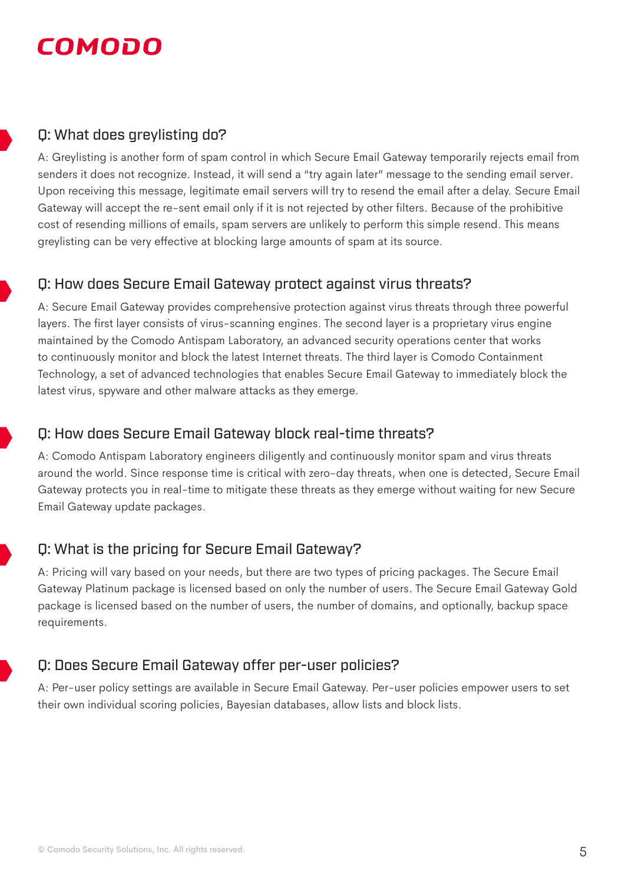## Q: What does greylisting do?

A: Greylisting is another form of spam control in which Secure Email Gateway temporarily rejects email from senders it does not recognize. Instead, it will send a "try again later" message to the sending email server. Upon receiving this message, legitimate email servers will try to resend the email after a delay. Secure Email Gateway will accept the re-sent email only if it is not rejected by other filters. Because of the prohibitive cost of resending millions of emails, spam servers are unlikely to perform this simple resend. This means greylisting can be very effective at blocking large amounts of spam at its source.

## Q: How does Secure Email Gateway protect against virus threats?

A: Secure Email Gateway provides comprehensive protection against virus threats through three powerful layers. The first layer consists of virus-scanning engines. The second layer is a proprietary virus engine maintained by the Comodo Antispam Laboratory, an advanced security operations center that works to continuously monitor and block the latest Internet threats. The third layer is Comodo Containment Technology, a set of advanced technologies that enables Secure Email Gateway to immediately block the latest virus, spyware and other malware attacks as they emerge.

## Q: How does Secure Email Gateway block real-time threats?

A: Comodo Antispam Laboratory engineers diligently and continuously monitor spam and virus threats around the world. Since response time is critical with zero-day threats, when one is detected, Secure Email Gateway protects you in real-time to mitigate these threats as they emerge without waiting for new Secure Email Gateway update packages.

## Q: What is the pricing for Secure Email Gateway?

A: Pricing will vary based on your needs, but there are two types of pricing packages. The Secure Email Gateway Platinum package is licensed based on only the number of users. The Secure Email Gateway Gold package is licensed based on the number of users, the number of domains, and optionally, backup space requirements.

## Q: Does Secure Email Gateway offer per-user policies?

A: Per-user policy settings are available in Secure Email Gateway. Per-user policies empower users to set their own individual scoring policies, Bayesian databases, allow lists and block lists.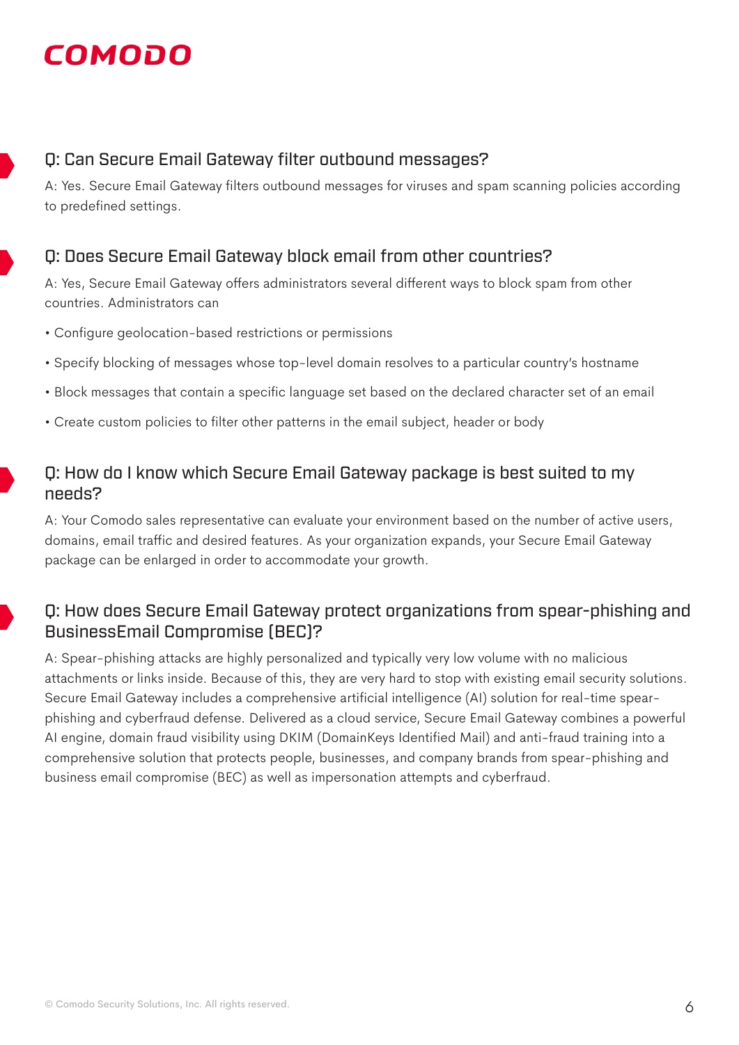## Q: Can Secure Email Gateway filter outbound messages?

A: Yes. Secure Email Gateway filters outbound messages for viruses and spam scanning policies according to predefined settings.

## Q: Does Secure Email Gateway block email from other countries?

A: Yes, Secure Email Gateway offers administrators several different ways to block spam from other countries. Administrators can

- Configure geolocation-based restrictions or permissions
- Specify blocking of messages whose top-level domain resolves to a particular country's hostname
- Block messages that contain a specific language set based on the declared character set of an email
- Create custom policies to filter other patterns in the email subject, header or body

## Q: How do I know which Secure Email Gateway package is best suited to my needs?

A: Your Comodo sales representative can evaluate your environment based on the number of active users, domains, email traffic and desired features. As your organization expands, your Secure Email Gateway package can be enlarged in order to accommodate your growth.

## Q: How does Secure Email Gateway protect organizations from spear-phishing and BusinessEmail Compromise (BEC)?

A: Spear-phishing attacks are highly personalized and typically very low volume with no malicious attachments or links inside. Because of this, they are very hard to stop with existing email security solutions. Secure Email Gateway includes a comprehensive artificial intelligence (AI) solution for real-time spear-phishing and cyberfraud defense. Delivered as a cloud service, Secure Email Gateway combines a powerful AI engine, domain fraud visibility using DKIM (DomainKeys Identified Mail) and anti-fraud training into a comprehensive solution that protects people, businesses, and company brands from spear-phishing and business email compromise (BEC) as well as impersonation attempts and cyberfraud.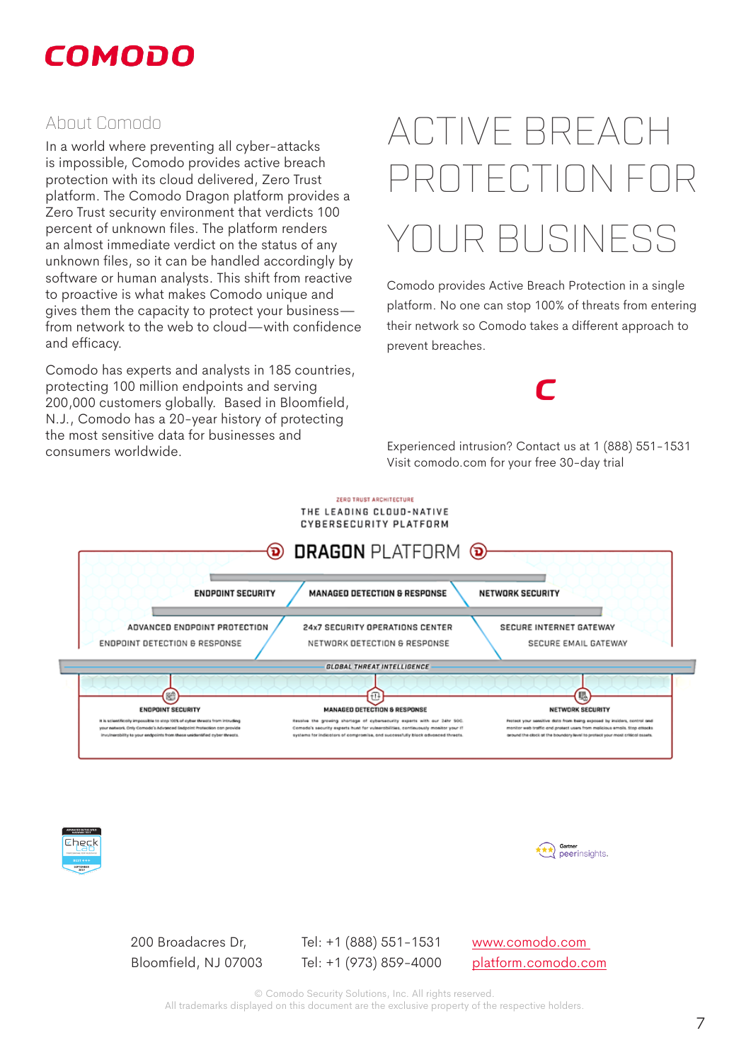COMODO

## About Comodo

In a world where preventing all cyber-attacks is impossible, Comodo provides active breach protection with its cloud delivered, Zero Trust platform. The Comodo Dragon platform provides a Zero Trust security environment that verdicts 100 percent of unknown files. The platform renders an almost immediate verdict on the status of any unknown files, so it can be handled accordingly by software or human analysts. This shift from reactive to proactive is what makes Comodo unique and gives them the capacity to protect your business—from network to the web to cloud—with confidence and efficacy.

Comodo has experts and analysts in 185 countries, protecting 100 million endpoints and serving 200,000 customers globally. Based in Bloomfield, N.J., Comodo has a 20-year history of protecting the most sensitive data for businesses and consumers worldwide.

# ACTIVE BREACH PROTECTION FOR YOUR BUSINESS

Comodo provides Active Breach Protection in a single platform. No one can stop 100% of threats from entering their network so Comodo takes a different approach to prevent breaches.

Experienced intrusion? Contact us at 1 (888) 551-1531
Visit comodo.com for your free 30-day trial

ZERO TRUST ARCHITECTURE
THE LEADING CLOUD-NATIVE CYBERSECURITY PLATFORM

DRAGON PLATFORM

ENDPOINT SECURITY
MANAGED DETECTION & RESPONSE
NETWORK SECURITY

ADVANCED ENDPOINT PROTECTION
ENDPOINT DETECTION & RESPONSE
24x7 SECURITY OPERATIONS CENTER
NETWORK DETECTION & RESPONSE
SECURE INTERNET GATEWAY
SECURE EMAIL GATEWAY

GLOBAL THREAT INTELLIGENCE

ENDPOINT SECURITY
It is scientifically impossible to stop 100% of cyber threats from intruding your network. Only Comodo's Advanced Endpoint Protection can provide invulnerability to your endpoints from these unidentified cyber threats.

MANAGED DETECTION & RESPONSE
Resolve the growing shortage of cybersecurity experts with our 24hr SOC. Comodo's security experts hunt for vulnerabilities, continuously monitor your IT systems for indicators of compromise, and successfully block advanced threats.

NETWORK SECURITY
Protect your sensitive data from being exposed by insiders, control and monitor web traffic and protect users from malicious emails. Stop attacks around the clock at the boundary level to protect your most critical assets.

Check Lab

Gartner peerinsights.

200 Broadacres Dr,
Bloomfield, NJ 07003

Tel: +1 (888) 551-1531
Tel: +1 (973) 859-4000

www.comodo.com
platform.comodo.com

© Comodo Security Solutions, Inc. All rights reserved.
All trademarks displayed on this document are the exclusive property of the respective holders.